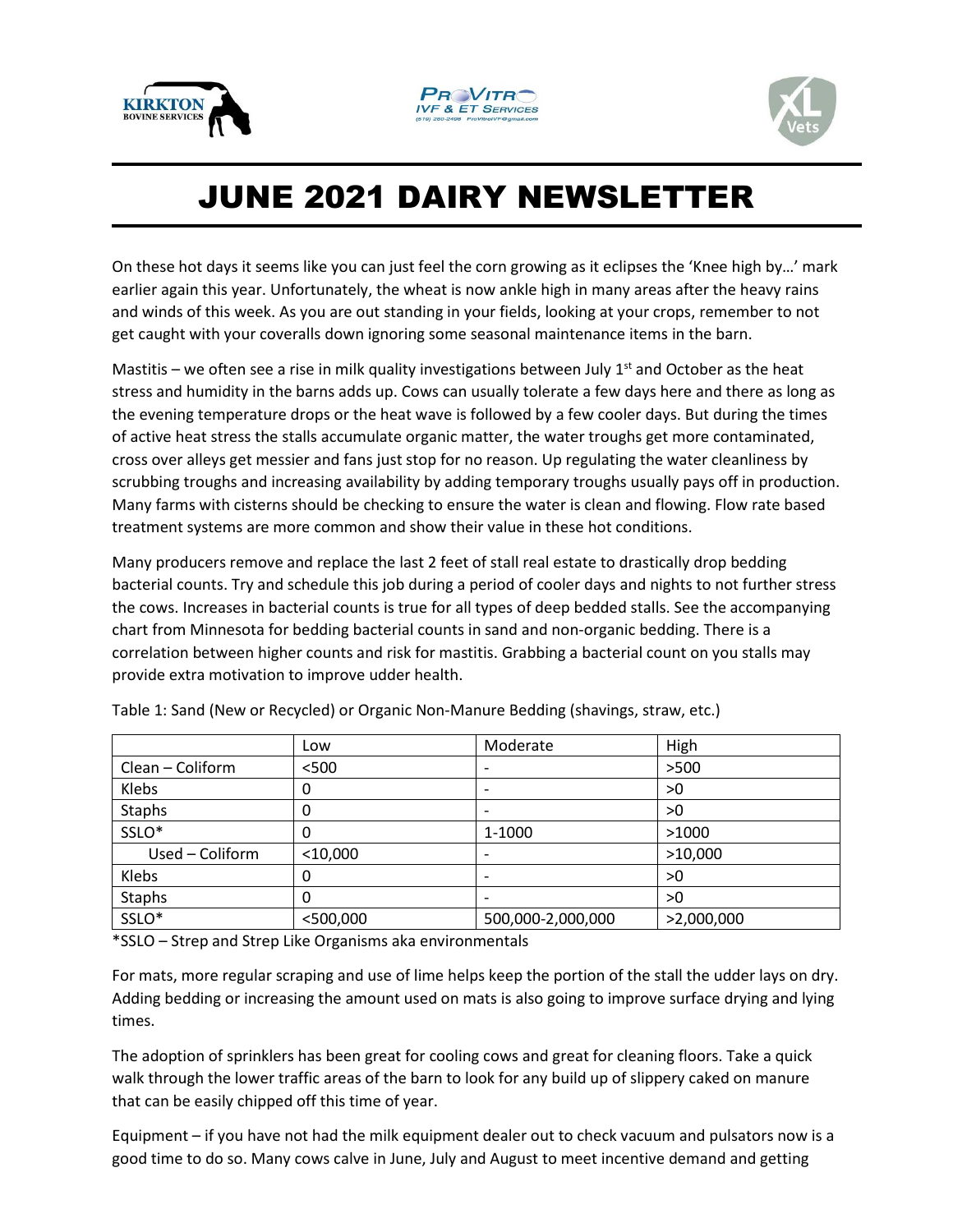# JUNE 2021 DAIRY NEWSLETTER

On these hot days it seems like you can just feel the corn growing as it eclipses the 'Knee high by…' mark earlier again this year. Unfortunately, the wheat is now ankle high in many areas after the heavy rains and winds of this week. As you are out standing in your fields, looking at your crops, remember to not get caught with your coveralls down ignoring some seasonal maintenance items in the barn.

Mastitis – we often see a rise in milk quality investigations between July 1st and October as the heat stress and humidity in the barns adds up. Cows can usually tolerate a few days here and there as long as the evening temperature drops or the heat wave is followed by a few cooler days. But during the times of active heat stress the stalls accumulate organic matter, the water troughs get more contaminated, cross over alleys get messier and fans just stop for no reason. Up regulating the water cleanliness by scrubbing troughs and increasing availability by adding temporary troughs usually pays off in production. Many farms with cisterns should be checking to ensure the water is clean and flowing. Flow rate based treatment systems are more common and show their value in these hot conditions.

Many producers remove and replace the last 2 feet of stall real estate to drastically drop bedding bacterial counts. Try and schedule this job during a period of cooler days and nights to not further stress the cows. Increases in bacterial counts is true for all types of deep bedded stalls. See the accompanying chart from Minnesota for bedding bacterial counts in sand and non-organic bedding. There is a correlation between higher counts and risk for mastitis. Grabbing a bacterial count on you stalls may provide extra motivation to improve udder health.

Table 1: Sand (New or Recycled) or Organic Non-Manure Bedding (shavings, straw, etc.)

| | Low | Moderate | High |
|---|---|---|---|
| Clean – Coliform | <500 | - | >500 |
| Klebs | 0 | - | >0 |
| Staphs | 0 | - | >0 |
| SSLO* | 0 | 1-1000 | >1000 |
| Used – Coliform | <10,000 | - | >10,000 |
| Klebs | 0 | - | >0 |
| Staphs | 0 | - | >0 |
| SSLO* | <500,000 | 500,000-2,000,000 | >2,000,000 |

*SSLO – Strep and Strep Like Organisms aka environmentals

For mats, more regular scraping and use of lime helps keep the portion of the stall the udder lays on dry. Adding bedding or increasing the amount used on mats is also going to improve surface drying and lying times.

The adoption of sprinklers has been great for cooling cows and great for cleaning floors. Take a quick walk through the lower traffic areas of the barn to look for any build up of slippery caked on manure that can be easily chipped off this time of year.

Equipment – if you have not had the milk equipment dealer out to check vacuum and pulsators now is a good time to do so. Many cows calve in June, July and August to meet incentive demand and getting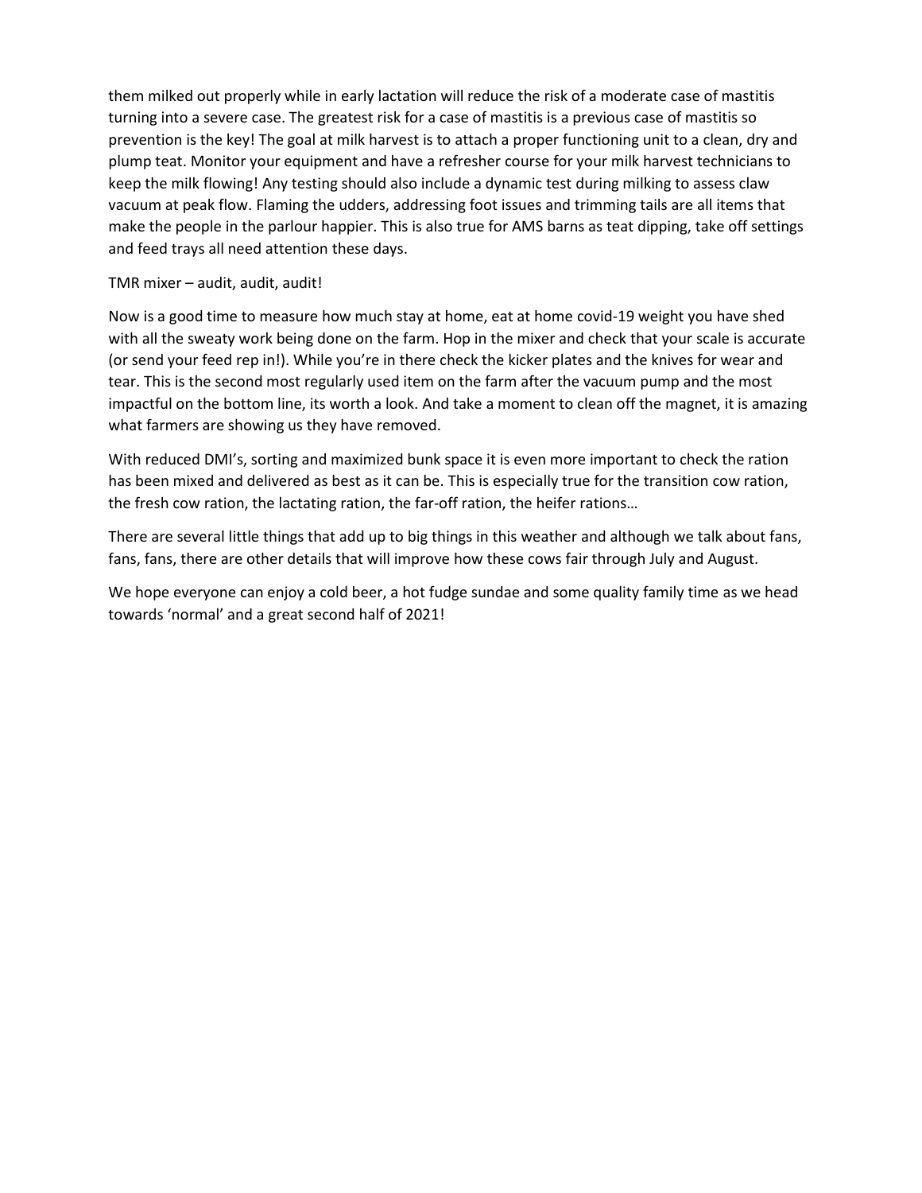them milked out properly while in early lactation will reduce the risk of a moderate case of mastitis turning into a severe case. The greatest risk for a case of mastitis is a previous case of mastitis so prevention is the key! The goal at milk harvest is to attach a proper functioning unit to a clean, dry and plump teat. Monitor your equipment and have a refresher course for your milk harvest technicians to keep the milk flowing! Any testing should also include a dynamic test during milking to assess claw vacuum at peak flow. Flaming the udders, addressing foot issues and trimming tails are all items that make the people in the parlour happier. This is also true for AMS barns as teat dipping, take off settings and feed trays all need attention these days.

TMR mixer – audit, audit, audit!

Now is a good time to measure how much stay at home, eat at home covid-19 weight you have shed with all the sweaty work being done on the farm. Hop in the mixer and check that your scale is accurate (or send your feed rep in!). While you're in there check the kicker plates and the knives for wear and tear. This is the second most regularly used item on the farm after the vacuum pump and the most impactful on the bottom line, its worth a look. And take a moment to clean off the magnet, it is amazing what farmers are showing us they have removed.

With reduced DMI's, sorting and maximized bunk space it is even more important to check the ration has been mixed and delivered as best as it can be. This is especially true for the transition cow ration, the fresh cow ration, the lactating ration, the far-off ration, the heifer rations…

There are several little things that add up to big things in this weather and although we talk about fans, fans, fans, there are other details that will improve how these cows fair through July and August.

We hope everyone can enjoy a cold beer, a hot fudge sundae and some quality family time as we head towards 'normal' and a great second half of 2021!